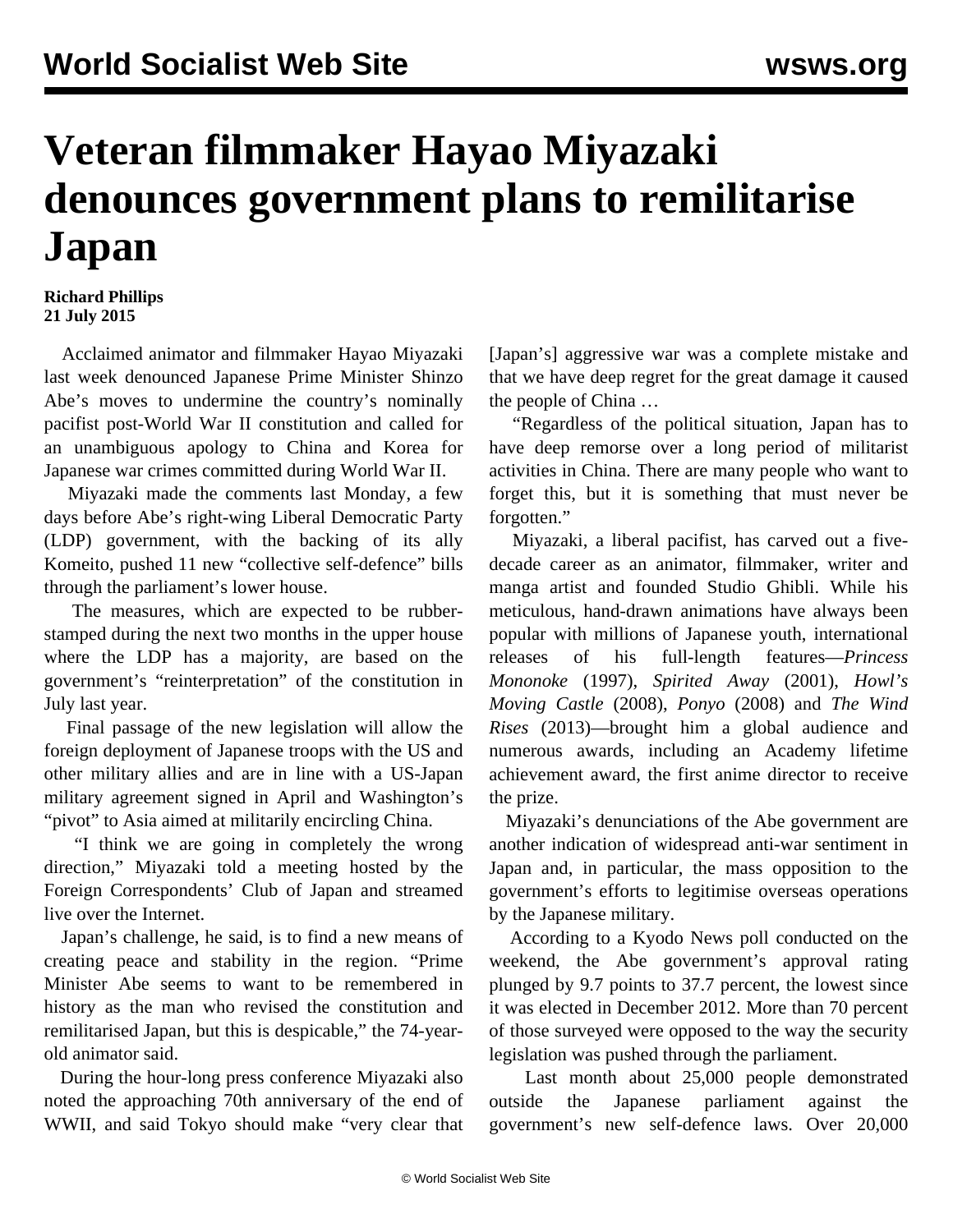# Veteran filmmaker Hayao Miyazaki denounces government plans to remilitarise Japan

**Richard Phillips**
**21 July 2015**

Acclaimed animator and filmmaker Hayao Miyazaki last week denounced Japanese Prime Minister Shinzo Abe's moves to undermine the country's nominally pacifist post-World War II constitution and called for an unambiguous apology to China and Korea for Japanese war crimes committed during World War II.

Miyazaki made the comments last Monday, a few days before Abe's right-wing Liberal Democratic Party (LDP) government, with the backing of its ally Komeito, pushed 11 new "collective self-defence" bills through the parliament's lower house.

The measures, which are expected to be rubber-stamped during the next two months in the upper house where the LDP has a majority, are based on the government's "reinterpretation" of the constitution in July last year.

Final passage of the new legislation will allow the foreign deployment of Japanese troops with the US and other military allies and are in line with a US-Japan military agreement signed in April and Washington's "pivot" to Asia aimed at militarily encircling China.

"I think we are going in completely the wrong direction," Miyazaki told a meeting hosted by the Foreign Correspondents' Club of Japan and streamed live over the Internet.

Japan's challenge, he said, is to find a new means of creating peace and stability in the region. "Prime Minister Abe seems to want to be remembered in history as the man who revised the constitution and remilitarised Japan, but this is despicable," the 74-year-old animator said.

During the hour-long press conference Miyazaki also noted the approaching 70th anniversary of the end of WWII, and said Tokyo should make "very clear that [Japan's] aggressive war was a complete mistake and that we have deep regret for the great damage it caused the people of China …

"Regardless of the political situation, Japan has to have deep remorse over a long period of militarist activities in China. There are many people who want to forget this, but it is something that must never be forgotten."

Miyazaki, a liberal pacifist, has carved out a five-decade career as an animator, filmmaker, writer and manga artist and founded Studio Ghibli. While his meticulous, hand-drawn animations have always been popular with millions of Japanese youth, international releases of his full-length features—*Princess Mononoke* (1997), *Spirited Away* (2001), *Howl's Moving Castle* (2008), *Ponyo* (2008) and *The Wind Rises* (2013)—brought him a global audience and numerous awards, including an Academy lifetime achievement award, the first anime director to receive the prize.

Miyazaki's denunciations of the Abe government are another indication of widespread anti-war sentiment in Japan and, in particular, the mass opposition to the government's efforts to legitimise overseas operations by the Japanese military.

According to a Kyodo News poll conducted on the weekend, the Abe government's approval rating plunged by 9.7 points to 37.7 percent, the lowest since it was elected in December 2012. More than 70 percent of those surveyed were opposed to the way the security legislation was pushed through the parliament.

Last month about 25,000 people demonstrated outside the Japanese parliament against the government's new self-defence laws. Over 20,000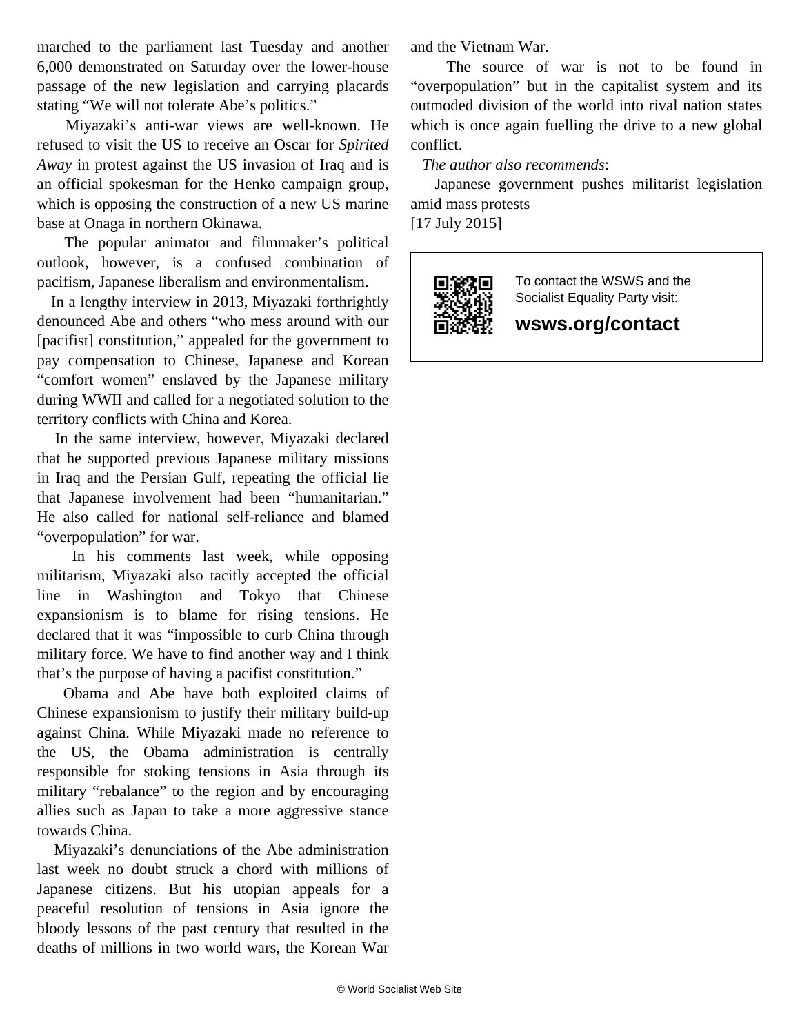marched to the parliament last Tuesday and another 6,000 demonstrated on Saturday over the lower-house passage of the new legislation and carrying placards stating “We will not tolerate Abe’s politics.”

Miyazaki’s anti-war views are well-known. He refused to visit the US to receive an Oscar for *Spirited Away* in protest against the US invasion of Iraq and is an official spokesman for the Henko campaign group, which is opposing the construction of a new US marine base at Onaga in northern Okinawa.

The popular animator and filmmaker’s political outlook, however, is a confused combination of pacifism, Japanese liberalism and environmentalism.

In a lengthy interview in 2013, Miyazaki forthrightly denounced Abe and others “who mess around with our [pacifist] constitution,” appealed for the government to pay compensation to Chinese, Japanese and Korean “comfort women” enslaved by the Japanese military during WWII and called for a negotiated solution to the territory conflicts with China and Korea.

In the same interview, however, Miyazaki declared that he supported previous Japanese military missions in Iraq and the Persian Gulf, repeating the official lie that Japanese involvement had been “humanitarian.” He also called for national self-reliance and blamed “overpopulation” for war.

In his comments last week, while opposing militarism, Miyazaki also tacitly accepted the official line in Washington and Tokyo that Chinese expansionism is to blame for rising tensions. He declared that it was “impossible to curb China through military force. We have to find another way and I think that’s the purpose of having a pacifist constitution.”

Obama and Abe have both exploited claims of Chinese expansionism to justify their military build-up against China. While Miyazaki made no reference to the US, the Obama administration is centrally responsible for stoking tensions in Asia through its military “rebalance” to the region and by encouraging allies such as Japan to take a more aggressive stance towards China.

Miyazaki’s denunciations of the Abe administration last week no doubt struck a chord with millions of Japanese citizens. But his utopian appeals for a peaceful resolution of tensions in Asia ignore the bloody lessons of the past century that resulted in the deaths of millions in two world wars, the Korean War and the Vietnam War.

The source of war is not to be found in “overpopulation” but in the capitalist system and its outmoded division of the world into rival nation states which is once again fuelling the drive to a new global conflict.

*The author also recommends*:

Japanese government pushes militarist legislation amid mass protests
[17 July 2015]

To contact the WSWS and the Socialist Equality Party visit:

**wsws.org/contact**